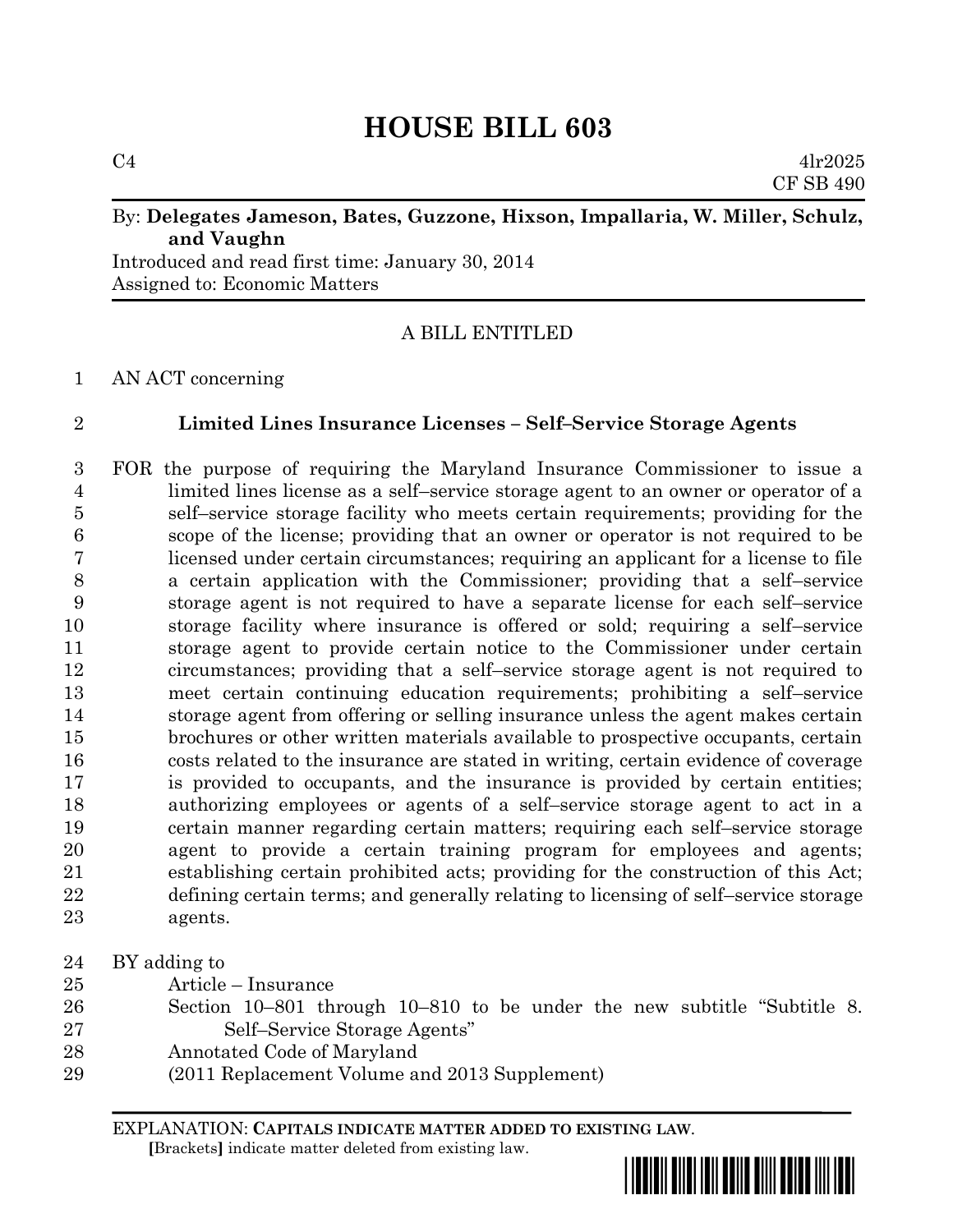# HOUSE BILL 603

C4 4lr2025
CF SB 490

By: **Delegates Jameson, Bates, Guzzone, Hixson, Impallaria, W. Miller, Schulz, and Vaughn**
Introduced and read first time: January 30, 2014
Assigned to: Economic Matters

A BILL ENTITLED

1 AN ACT concerning

2 **Limited Lines Insurance Licenses – Self–Service Storage Agents**

3 FOR the purpose of requiring the Maryland Insurance Commissioner to issue a
4 limited lines license as a self–service storage agent to an owner or operator of a
5 self–service storage facility who meets certain requirements; providing for the
6 scope of the license; providing that an owner or operator is not required to be
7 licensed under certain circumstances; requiring an applicant for a license to file
8 a certain application with the Commissioner; providing that a self–service
9 storage agent is not required to have a separate license for each self–service
10 storage facility where insurance is offered or sold; requiring a self–service
11 storage agent to provide certain notice to the Commissioner under certain
12 circumstances; providing that a self–service storage agent is not required to
13 meet certain continuing education requirements; prohibiting a self–service
14 storage agent from offering or selling insurance unless the agent makes certain
15 brochures or other written materials available to prospective occupants, certain
16 costs related to the insurance are stated in writing, certain evidence of coverage
17 is provided to occupants, and the insurance is provided by certain entities;
18 authorizing employees or agents of a self–service storage agent to act in a
19 certain manner regarding certain matters; requiring each self–service storage
20 agent to provide a certain training program for employees and agents;
21 establishing certain prohibited acts; providing for the construction of this Act;
22 defining certain terms; and generally relating to licensing of self–service storage
23 agents.

24 BY adding to
25 Article – Insurance
26 Section 10–801 through 10–810 to be under the new subtitle "Subtitle 8.
27 Self–Service Storage Agents"
28 Annotated Code of Maryland
29 (2011 Replacement Volume and 2013 Supplement)

EXPLANATION: **CAPITALS INDICATE MATTER ADDED TO EXISTING LAW**.
**[**Brackets**]** indicate matter deleted from existing law.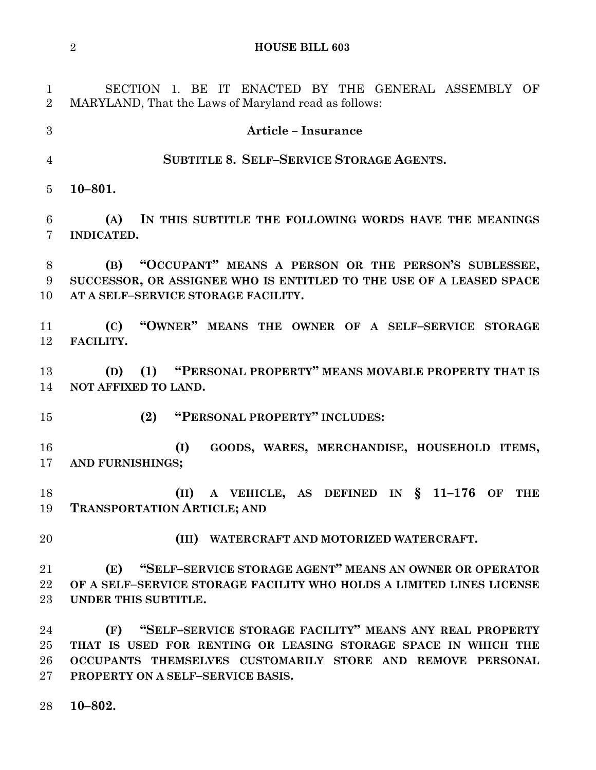SECTION 1. BE IT ENACTED BY THE GENERAL ASSEMBLY OF MARYLAND, That the Laws of Maryland read as follows:

**Article – Insurance**

**SUBTITLE 8. SELF–SERVICE STORAGE AGENTS.**

**10–801.**

**(A) IN THIS SUBTITLE THE FOLLOWING WORDS HAVE THE MEANINGS INDICATED.**

**(B) "OCCUPANT" MEANS A PERSON OR THE PERSON'S SUBLESSEE, SUCCESSOR, OR ASSIGNEE WHO IS ENTITLED TO THE USE OF A LEASED SPACE AT A SELF–SERVICE STORAGE FACILITY.**

**(C) "OWNER" MEANS THE OWNER OF A SELF–SERVICE STORAGE FACILITY.**

**(D) (1) "PERSONAL PROPERTY" MEANS MOVABLE PROPERTY THAT IS NOT AFFIXED TO LAND.**

**(2) "PERSONAL PROPERTY" INCLUDES:**

**(I) GOODS, WARES, MERCHANDISE, HOUSEHOLD ITEMS, AND FURNISHINGS;**

**(II) A VEHICLE, AS DEFINED IN § 11–176 OF THE TRANSPORTATION ARTICLE; AND**

**(III) WATERCRAFT AND MOTORIZED WATERCRAFT.**

**(E) "SELF–SERVICE STORAGE AGENT" MEANS AN OWNER OR OPERATOR OF A SELF–SERVICE STORAGE FACILITY WHO HOLDS A LIMITED LINES LICENSE UNDER THIS SUBTITLE.**

**(F) "SELF–SERVICE STORAGE FACILITY" MEANS ANY REAL PROPERTY THAT IS USED FOR RENTING OR LEASING STORAGE SPACE IN WHICH THE OCCUPANTS THEMSELVES CUSTOMARILY STORE AND REMOVE PERSONAL PROPERTY ON A SELF–SERVICE BASIS.**

**10–802.**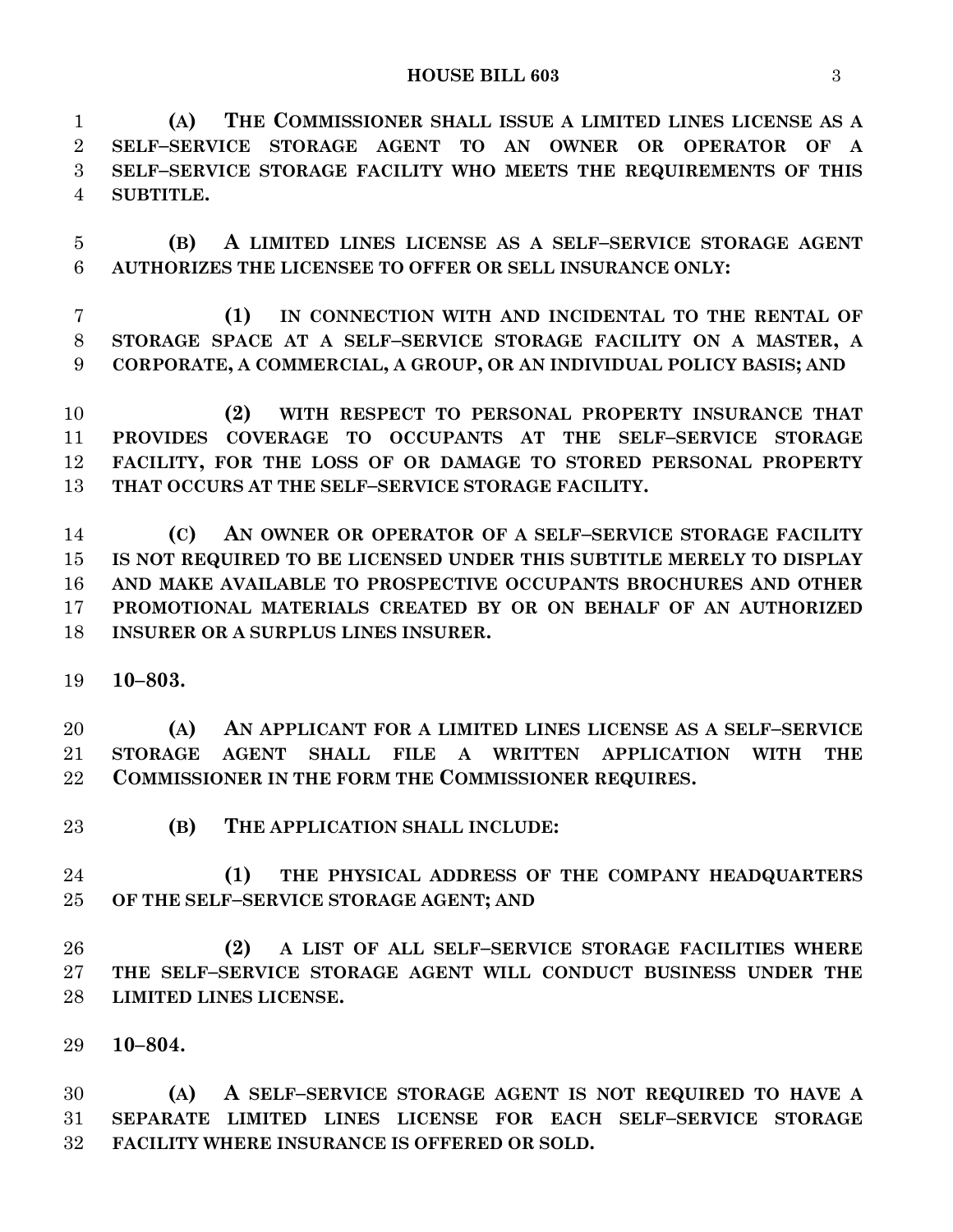**(A) THE COMMISSIONER SHALL ISSUE A LIMITED LINES LICENSE AS A SELF–SERVICE STORAGE AGENT TO AN OWNER OR OPERATOR OF A SELF–SERVICE STORAGE FACILITY WHO MEETS THE REQUIREMENTS OF THIS SUBTITLE.**

**(B) A LIMITED LINES LICENSE AS A SELF–SERVICE STORAGE AGENT AUTHORIZES THE LICENSEE TO OFFER OR SELL INSURANCE ONLY:**

**(1) IN CONNECTION WITH AND INCIDENTAL TO THE RENTAL OF STORAGE SPACE AT A SELF–SERVICE STORAGE FACILITY ON A MASTER, A CORPORATE, A COMMERCIAL, A GROUP, OR AN INDIVIDUAL POLICY BASIS; AND**

**(2) WITH RESPECT TO PERSONAL PROPERTY INSURANCE THAT PROVIDES COVERAGE TO OCCUPANTS AT THE SELF–SERVICE STORAGE FACILITY, FOR THE LOSS OF OR DAMAGE TO STORED PERSONAL PROPERTY THAT OCCURS AT THE SELF–SERVICE STORAGE FACILITY.**

**(C) AN OWNER OR OPERATOR OF A SELF–SERVICE STORAGE FACILITY IS NOT REQUIRED TO BE LICENSED UNDER THIS SUBTITLE MERELY TO DISPLAY AND MAKE AVAILABLE TO PROSPECTIVE OCCUPANTS BROCHURES AND OTHER PROMOTIONAL MATERIALS CREATED BY OR ON BEHALF OF AN AUTHORIZED INSURER OR A SURPLUS LINES INSURER.**

**10–803.**

**(A) AN APPLICANT FOR A LIMITED LINES LICENSE AS A SELF–SERVICE STORAGE AGENT SHALL FILE A WRITTEN APPLICATION WITH THE COMMISSIONER IN THE FORM THE COMMISSIONER REQUIRES.**

**(B) THE APPLICATION SHALL INCLUDE:**

**(1) THE PHYSICAL ADDRESS OF THE COMPANY HEADQUARTERS OF THE SELF–SERVICE STORAGE AGENT; AND**

**(2) A LIST OF ALL SELF–SERVICE STORAGE FACILITIES WHERE THE SELF–SERVICE STORAGE AGENT WILL CONDUCT BUSINESS UNDER THE LIMITED LINES LICENSE.**

**10–804.**

**(A) A SELF–SERVICE STORAGE AGENT IS NOT REQUIRED TO HAVE A SEPARATE LIMITED LINES LICENSE FOR EACH SELF–SERVICE STORAGE FACILITY WHERE INSURANCE IS OFFERED OR SOLD.**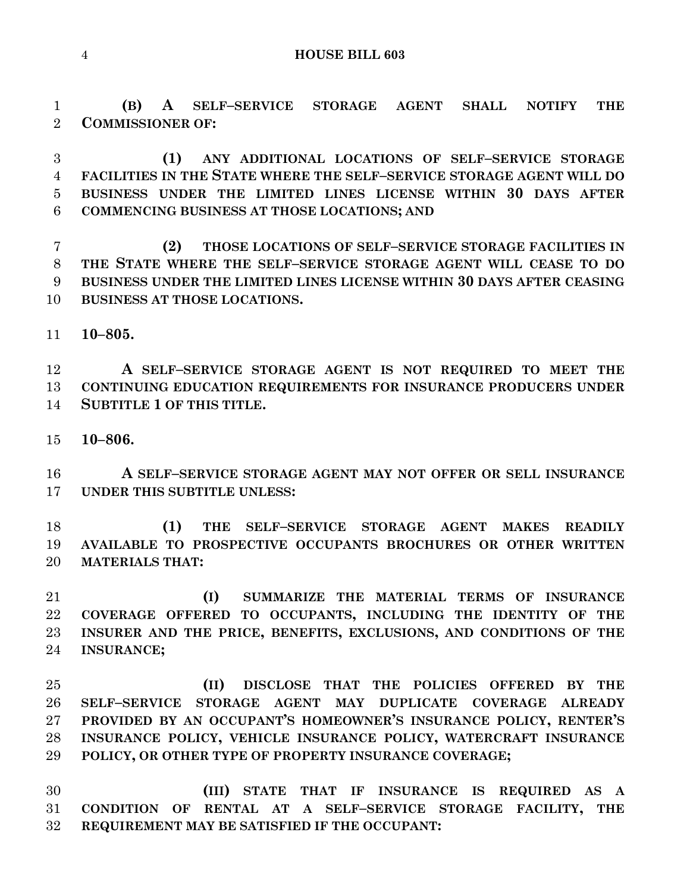**(B) A SELF–SERVICE STORAGE AGENT SHALL NOTIFY THE COMMISSIONER OF:**

**(1) ANY ADDITIONAL LOCATIONS OF SELF–SERVICE STORAGE FACILITIES IN THE STATE WHERE THE SELF–SERVICE STORAGE AGENT WILL DO BUSINESS UNDER THE LIMITED LINES LICENSE WITHIN 30 DAYS AFTER COMMENCING BUSINESS AT THOSE LOCATIONS; AND**

**(2) THOSE LOCATIONS OF SELF–SERVICE STORAGE FACILITIES IN THE STATE WHERE THE SELF–SERVICE STORAGE AGENT WILL CEASE TO DO BUSINESS UNDER THE LIMITED LINES LICENSE WITHIN 30 DAYS AFTER CEASING BUSINESS AT THOSE LOCATIONS.**

**10–805.**

**A SELF–SERVICE STORAGE AGENT IS NOT REQUIRED TO MEET THE CONTINUING EDUCATION REQUIREMENTS FOR INSURANCE PRODUCERS UNDER SUBTITLE 1 OF THIS TITLE.**

**10–806.**

**A SELF–SERVICE STORAGE AGENT MAY NOT OFFER OR SELL INSURANCE UNDER THIS SUBTITLE UNLESS:**

**(1) THE SELF–SERVICE STORAGE AGENT MAKES READILY AVAILABLE TO PROSPECTIVE OCCUPANTS BROCHURES OR OTHER WRITTEN MATERIALS THAT:**

**(I) SUMMARIZE THE MATERIAL TERMS OF INSURANCE COVERAGE OFFERED TO OCCUPANTS, INCLUDING THE IDENTITY OF THE INSURER AND THE PRICE, BENEFITS, EXCLUSIONS, AND CONDITIONS OF THE INSURANCE;**

**(II) DISCLOSE THAT THE POLICIES OFFERED BY THE SELF–SERVICE STORAGE AGENT MAY DUPLICATE COVERAGE ALREADY PROVIDED BY AN OCCUPANT'S HOMEOWNER'S INSURANCE POLICY, RENTER'S INSURANCE POLICY, VEHICLE INSURANCE POLICY, WATERCRAFT INSURANCE POLICY, OR OTHER TYPE OF PROPERTY INSURANCE COVERAGE;**

**(III) STATE THAT IF INSURANCE IS REQUIRED AS A CONDITION OF RENTAL AT A SELF–SERVICE STORAGE FACILITY, THE REQUIREMENT MAY BE SATISFIED IF THE OCCUPANT:**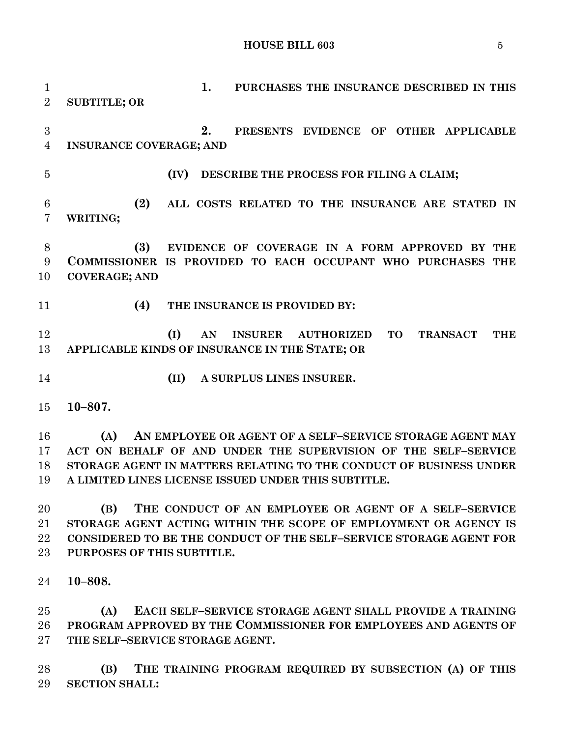**1. PURCHASES THE INSURANCE DESCRIBED IN THIS SUBTITLE; OR**

**2. PRESENTS EVIDENCE OF OTHER APPLICABLE INSURANCE COVERAGE; AND**

**(IV) DESCRIBE THE PROCESS FOR FILING A CLAIM;**

**(2) ALL COSTS RELATED TO THE INSURANCE ARE STATED IN WRITING;**

**(3) EVIDENCE OF COVERAGE IN A FORM APPROVED BY THE COMMISSIONER IS PROVIDED TO EACH OCCUPANT WHO PURCHASES THE COVERAGE; AND**

**(4) THE INSURANCE IS PROVIDED BY:**

**(I) AN INSURER AUTHORIZED TO TRANSACT THE APPLICABLE KINDS OF INSURANCE IN THE STATE; OR**

**(II) A SURPLUS LINES INSURER.**

**10–807.**

**(A) AN EMPLOYEE OR AGENT OF A SELF–SERVICE STORAGE AGENT MAY ACT ON BEHALF OF AND UNDER THE SUPERVISION OF THE SELF–SERVICE STORAGE AGENT IN MATTERS RELATING TO THE CONDUCT OF BUSINESS UNDER A LIMITED LINES LICENSE ISSUED UNDER THIS SUBTITLE.**

**(B) THE CONDUCT OF AN EMPLOYEE OR AGENT OF A SELF–SERVICE STORAGE AGENT ACTING WITHIN THE SCOPE OF EMPLOYMENT OR AGENCY IS CONSIDERED TO BE THE CONDUCT OF THE SELF–SERVICE STORAGE AGENT FOR PURPOSES OF THIS SUBTITLE.**

**10–808.**

**(A) EACH SELF–SERVICE STORAGE AGENT SHALL PROVIDE A TRAINING PROGRAM APPROVED BY THE COMMISSIONER FOR EMPLOYEES AND AGENTS OF THE SELF–SERVICE STORAGE AGENT.**

**(B) THE TRAINING PROGRAM REQUIRED BY SUBSECTION (A) OF THIS SECTION SHALL:**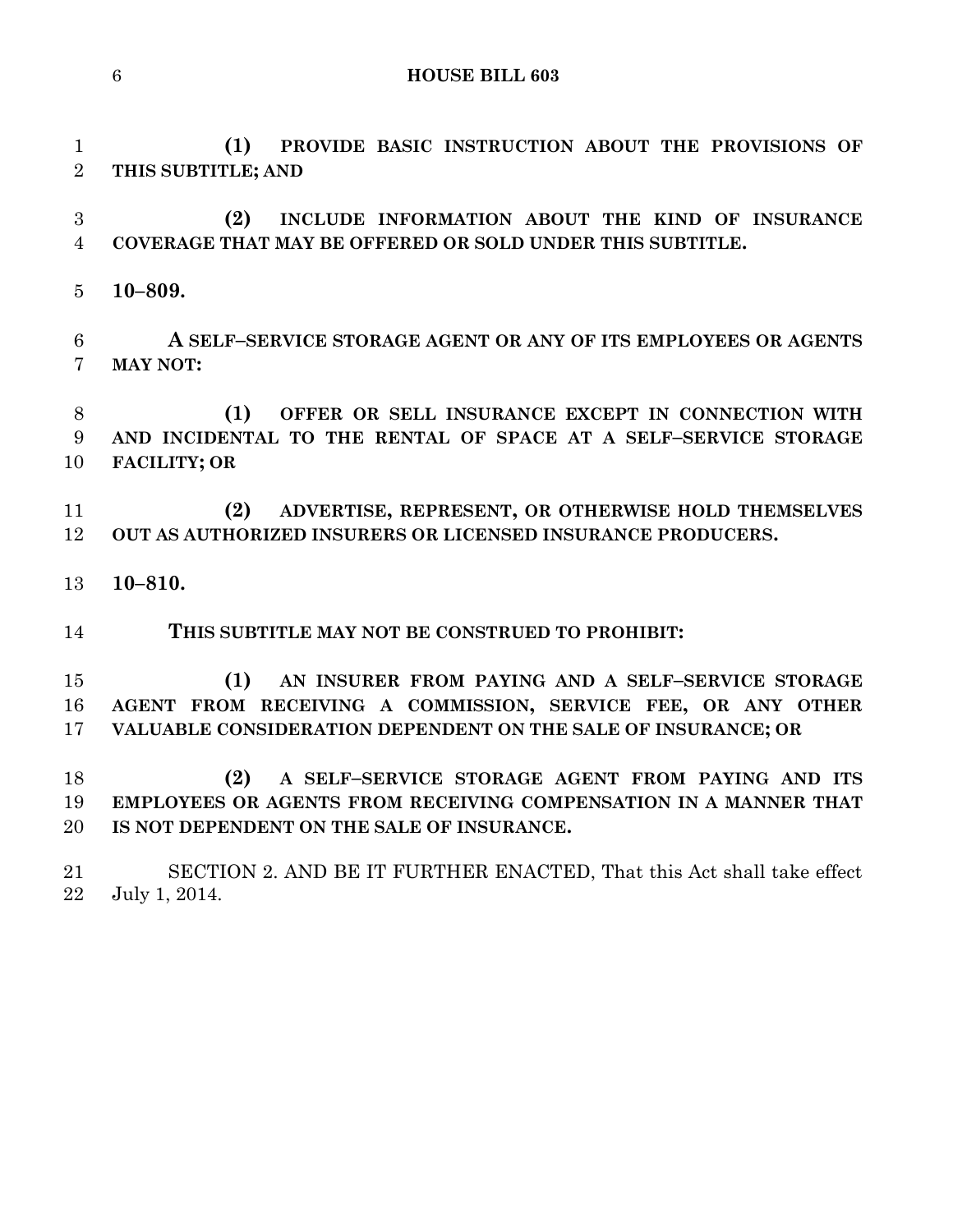**(1) PROVIDE BASIC INSTRUCTION ABOUT THE PROVISIONS OF THIS SUBTITLE; AND**

**(2) INCLUDE INFORMATION ABOUT THE KIND OF INSURANCE COVERAGE THAT MAY BE OFFERED OR SOLD UNDER THIS SUBTITLE.**

**10–809.**

**A SELF–SERVICE STORAGE AGENT OR ANY OF ITS EMPLOYEES OR AGENTS MAY NOT:**

**(1) OFFER OR SELL INSURANCE EXCEPT IN CONNECTION WITH AND INCIDENTAL TO THE RENTAL OF SPACE AT A SELF–SERVICE STORAGE FACILITY; OR**

**(2) ADVERTISE, REPRESENT, OR OTHERWISE HOLD THEMSELVES OUT AS AUTHORIZED INSURERS OR LICENSED INSURANCE PRODUCERS.**

**10–810.**

**THIS SUBTITLE MAY NOT BE CONSTRUED TO PROHIBIT:**

**(1) AN INSURER FROM PAYING AND A SELF–SERVICE STORAGE AGENT FROM RECEIVING A COMMISSION, SERVICE FEE, OR ANY OTHER VALUABLE CONSIDERATION DEPENDENT ON THE SALE OF INSURANCE; OR**

**(2) A SELF–SERVICE STORAGE AGENT FROM PAYING AND ITS EMPLOYEES OR AGENTS FROM RECEIVING COMPENSATION IN A MANNER THAT IS NOT DEPENDENT ON THE SALE OF INSURANCE.**

SECTION 2. AND BE IT FURTHER ENACTED, That this Act shall take effect July 1, 2014.